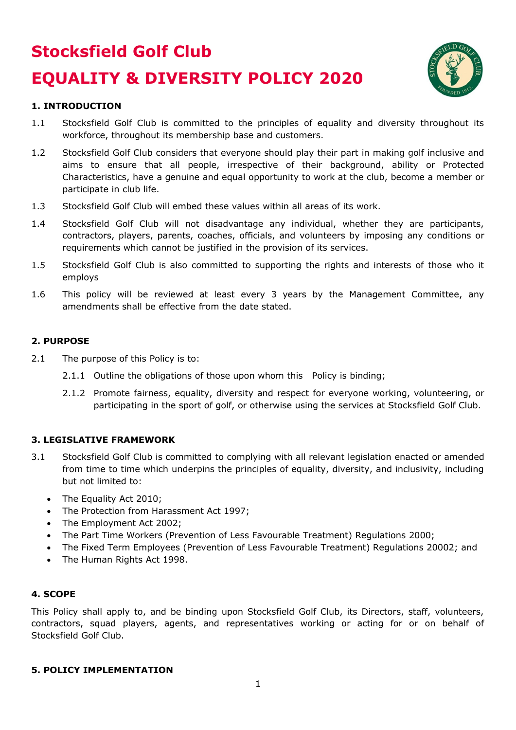# Stocksfield Golf Club

# EQUALITY & DIVERSITY POLICY 2020

## 1. INTRODUCTION

1.1 Stocksfield Golf Club is committed to the principles of equality and diversity throughout its workforce, throughout its membership base and customers.

1.2 Stocksfield Golf Club considers that everyone should play their part in making golf inclusive and aims to ensure that all people, irrespective of their background, ability or Protected Characteristics, have a genuine and equal opportunity to work at the club, become a member or participate in club life.

1.3 Stocksfield Golf Club will embed these values within all areas of its work.

1.4 Stocksfield Golf Club will not disadvantage any individual, whether they are participants, contractors, players, parents, coaches, officials, and volunteers by imposing any conditions or requirements which cannot be justified in the provision of its services.

1.5 Stocksfield Golf Club is also committed to supporting the rights and interests of those who it employs

1.6 This policy will be reviewed at least every 3 years by the Management Committee, any amendments shall be effective from the date stated.

## 2. PURPOSE

2.1 The purpose of this Policy is to:

2.1.1 Outline the obligations of those upon whom this Policy is binding;

2.1.2 Promote fairness, equality, diversity and respect for everyone working, volunteering, or participating in the sport of golf, or otherwise using the services at Stocksfield Golf Club.

## 3. LEGISLATIVE FRAMEWORK

3.1 Stocksfield Golf Club is committed to complying with all relevant legislation enacted or amended from time to time which underpins the principles of equality, diversity, and inclusivity, including but not limited to:

- The Equality Act 2010;
- The Protection from Harassment Act 1997;
- The Employment Act 2002;
- The Part Time Workers (Prevention of Less Favourable Treatment) Regulations 2000;
- The Fixed Term Employees (Prevention of Less Favourable Treatment) Regulations 20002; and
- The Human Rights Act 1998.

## 4. SCOPE

This Policy shall apply to, and be binding upon Stocksfield Golf Club, its Directors, staff, volunteers, contractors, squad players, agents, and representatives working or acting for or on behalf of Stocksfield Golf Club.

## 5. POLICY IMPLEMENTATION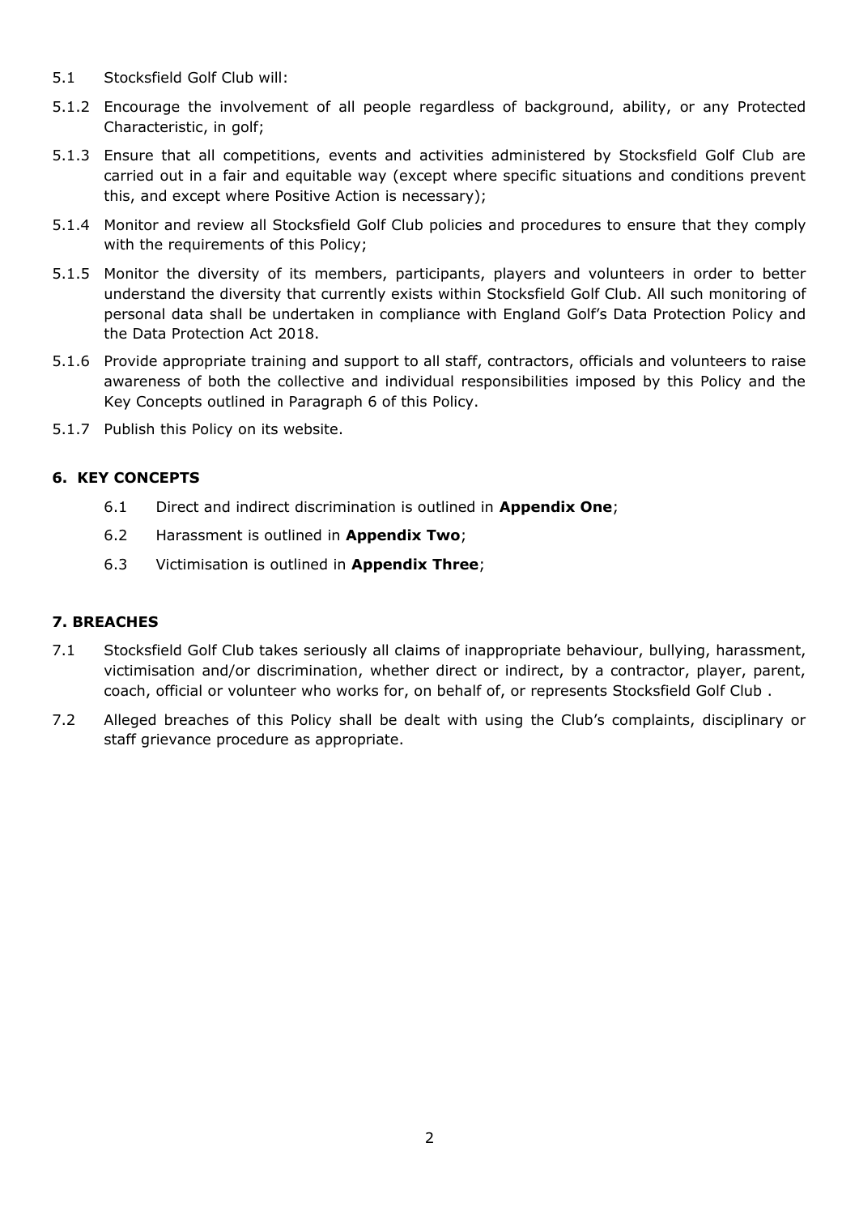5.1 Stocksfield Golf Club will:

5.1.2 Encourage the involvement of all people regardless of background, ability, or any Protected Characteristic, in golf;

5.1.3 Ensure that all competitions, events and activities administered by Stocksfield Golf Club are carried out in a fair and equitable way (except where specific situations and conditions prevent this, and except where Positive Action is necessary);

5.1.4 Monitor and review all Stocksfield Golf Club policies and procedures to ensure that they comply with the requirements of this Policy;

5.1.5 Monitor the diversity of its members, participants, players and volunteers in order to better understand the diversity that currently exists within Stocksfield Golf Club. All such monitoring of personal data shall be undertaken in compliance with England Golf's Data Protection Policy and the Data Protection Act 2018.

5.1.6 Provide appropriate training and support to all staff, contractors, officials and volunteers to raise awareness of both the collective and individual responsibilities imposed by this Policy and the Key Concepts outlined in Paragraph 6 of this Policy.

5.1.7 Publish this Policy on its website.

## 6. KEY CONCEPTS

6.1 Direct and indirect discrimination is outlined in **Appendix One**;

6.2 Harassment is outlined in **Appendix Two**;

6.3 Victimisation is outlined in **Appendix Three**;

## 7. BREACHES

7.1 Stocksfield Golf Club takes seriously all claims of inappropriate behaviour, bullying, harassment, victimisation and/or discrimination, whether direct or indirect, by a contractor, player, parent, coach, official or volunteer who works for, on behalf of, or represents Stocksfield Golf Club .

7.2 Alleged breaches of this Policy shall be dealt with using the Club's complaints, disciplinary or staff grievance procedure as appropriate.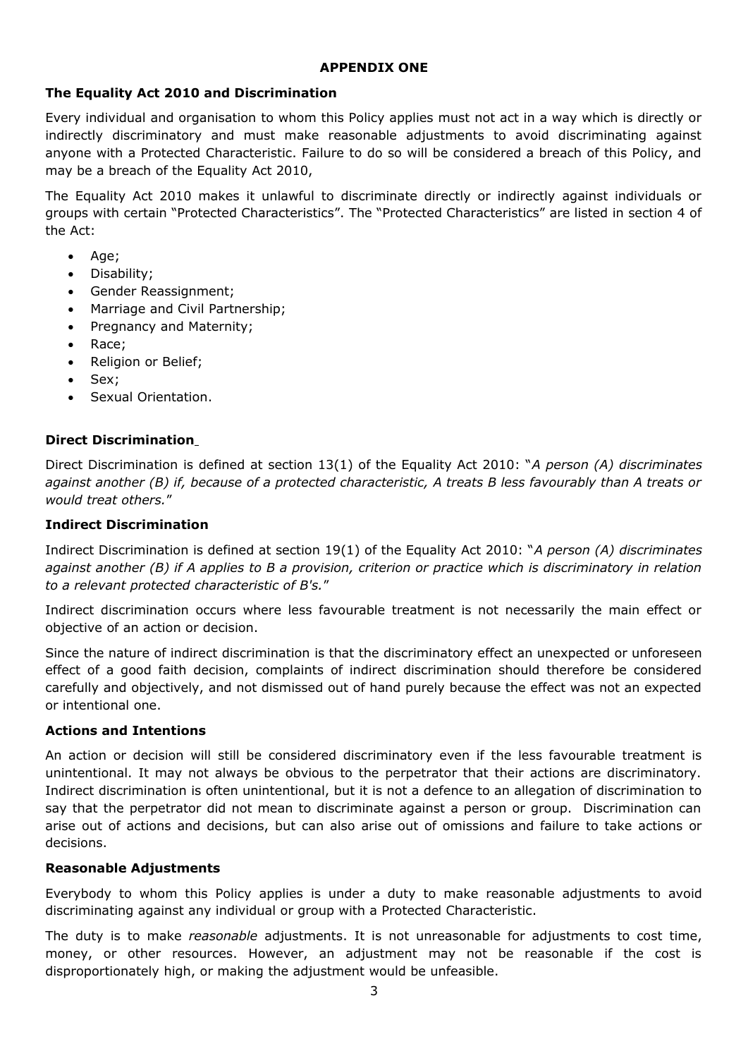**APPENDIX ONE**

**The Equality Act 2010 and Discrimination**

Every individual and organisation to whom this Policy applies must not act in a way which is directly or indirectly discriminatory and must make reasonable adjustments to avoid discriminating against anyone with a Protected Characteristic. Failure to do so will be considered a breach of this Policy, and may be a breach of the Equality Act 2010,

The Equality Act 2010 makes it unlawful to discriminate directly or indirectly against individuals or groups with certain "Protected Characteristics". The "Protected Characteristics" are listed in section 4 of the Act:

- Age;
- Disability;
- Gender Reassignment;
- Marriage and Civil Partnership;
- Pregnancy and Maternity;
- Race;
- Religion or Belief;
- Sex;
- Sexual Orientation.

**Direct Discrimination**

Direct Discrimination is defined at section 13(1) of the Equality Act 2010: "*A person (A) discriminates against another (B) if, because of a protected characteristic, A treats B less favourably than A treats or would treat others.*"

**Indirect Discrimination**

Indirect Discrimination is defined at section 19(1) of the Equality Act 2010: "*A person (A) discriminates against another (B) if A applies to B a provision, criterion or practice which is discriminatory in relation to a relevant protected characteristic of B's.*"

Indirect discrimination occurs where less favourable treatment is not necessarily the main effect or objective of an action or decision.

Since the nature of indirect discrimination is that the discriminatory effect an unexpected or unforeseen effect of a good faith decision, complaints of indirect discrimination should therefore be considered carefully and objectively, and not dismissed out of hand purely because the effect was not an expected or intentional one.

**Actions and Intentions**

An action or decision will still be considered discriminatory even if the less favourable treatment is unintentional. It may not always be obvious to the perpetrator that their actions are discriminatory. Indirect discrimination is often unintentional, but it is not a defence to an allegation of discrimination to say that the perpetrator did not mean to discriminate against a person or group. Discrimination can arise out of actions and decisions, but can also arise out of omissions and failure to take actions or decisions.

**Reasonable Adjustments**

Everybody to whom this Policy applies is under a duty to make reasonable adjustments to avoid discriminating against any individual or group with a Protected Characteristic.

The duty is to make *reasonable* adjustments. It is not unreasonable for adjustments to cost time, money, or other resources. However, an adjustment may not be reasonable if the cost is disproportionately high, or making the adjustment would be unfeasible.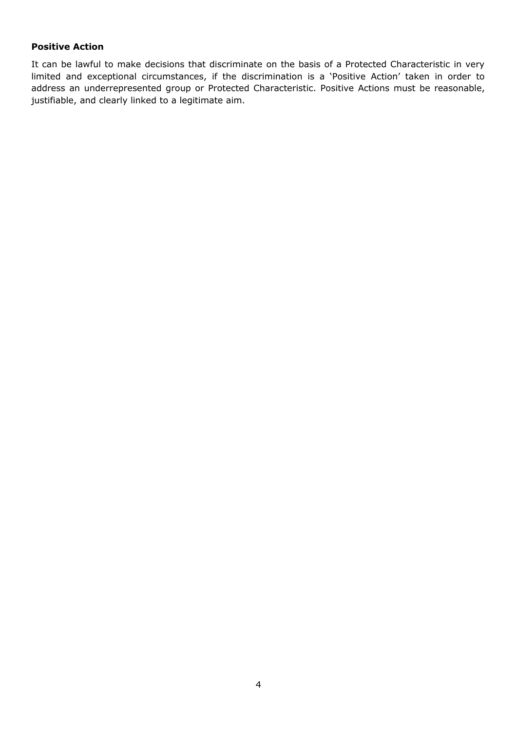**Positive Action**

It can be lawful to make decisions that discriminate on the basis of a Protected Characteristic in very limited and exceptional circumstances, if the discrimination is a 'Positive Action' taken in order to address an underrepresented group or Protected Characteristic. Positive Actions must be reasonable, justifiable, and clearly linked to a legitimate aim.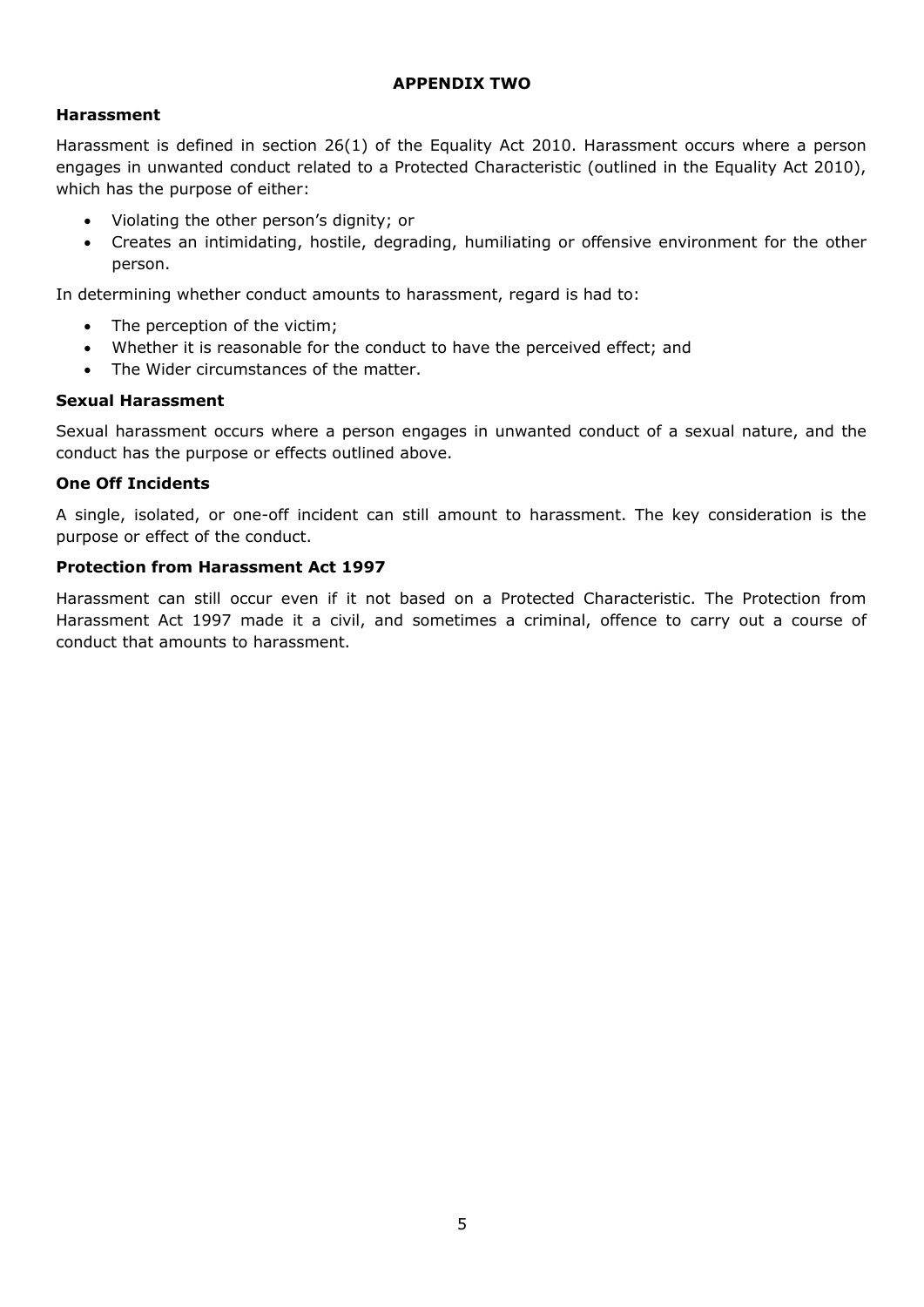# APPENDIX TWO

## Harassment

Harassment is defined in section 26(1) of the Equality Act 2010. Harassment occurs where a person engages in unwanted conduct related to a Protected Characteristic (outlined in the Equality Act 2010), which has the purpose of either:

- Violating the other person's dignity; or
- Creates an intimidating, hostile, degrading, humiliating or offensive environment for the other person.

In determining whether conduct amounts to harassment, regard is had to:

- The perception of the victim;
- Whether it is reasonable for the conduct to have the perceived effect; and
- The Wider circumstances of the matter.

## Sexual Harassment

Sexual harassment occurs where a person engages in unwanted conduct of a sexual nature, and the conduct has the purpose or effects outlined above.

## One Off Incidents

A single, isolated, or one-off incident can still amount to harassment. The key consideration is the purpose or effect of the conduct.

## Protection from Harassment Act 1997

Harassment can still occur even if it not based on a Protected Characteristic. The Protection from Harassment Act 1997 made it a civil, and sometimes a criminal, offence to carry out a course of conduct that amounts to harassment.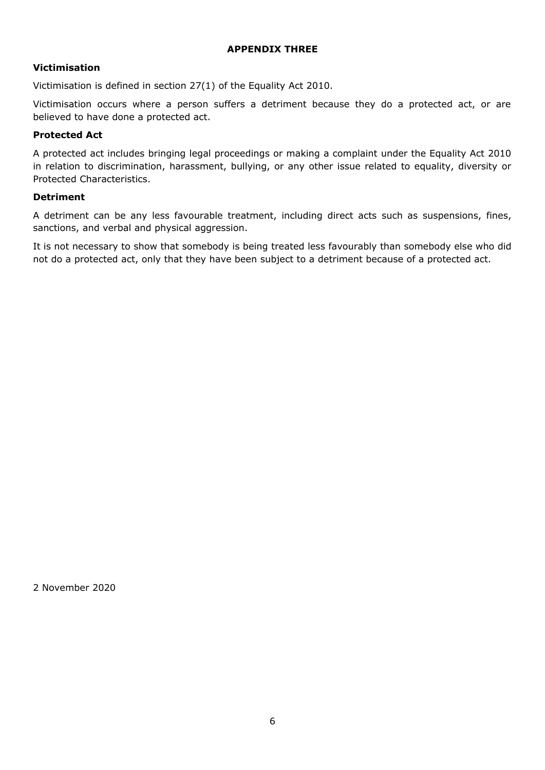## APPENDIX THREE

### Victimisation

Victimisation is defined in section 27(1) of the Equality Act 2010.

Victimisation occurs where a person suffers a detriment because they do a protected act, or are believed to have done a protected act.

### Protected Act

A protected act includes bringing legal proceedings or making a complaint under the Equality Act 2010 in relation to discrimination, harassment, bullying, or any other issue related to equality, diversity or Protected Characteristics.

### Detriment

A detriment can be any less favourable treatment, including direct acts such as suspensions, fines, sanctions, and verbal and physical aggression.

It is not necessary to show that somebody is being treated less favourably than somebody else who did not do a protected act, only that they have been subject to a detriment because of a protected act.

2 November 2020